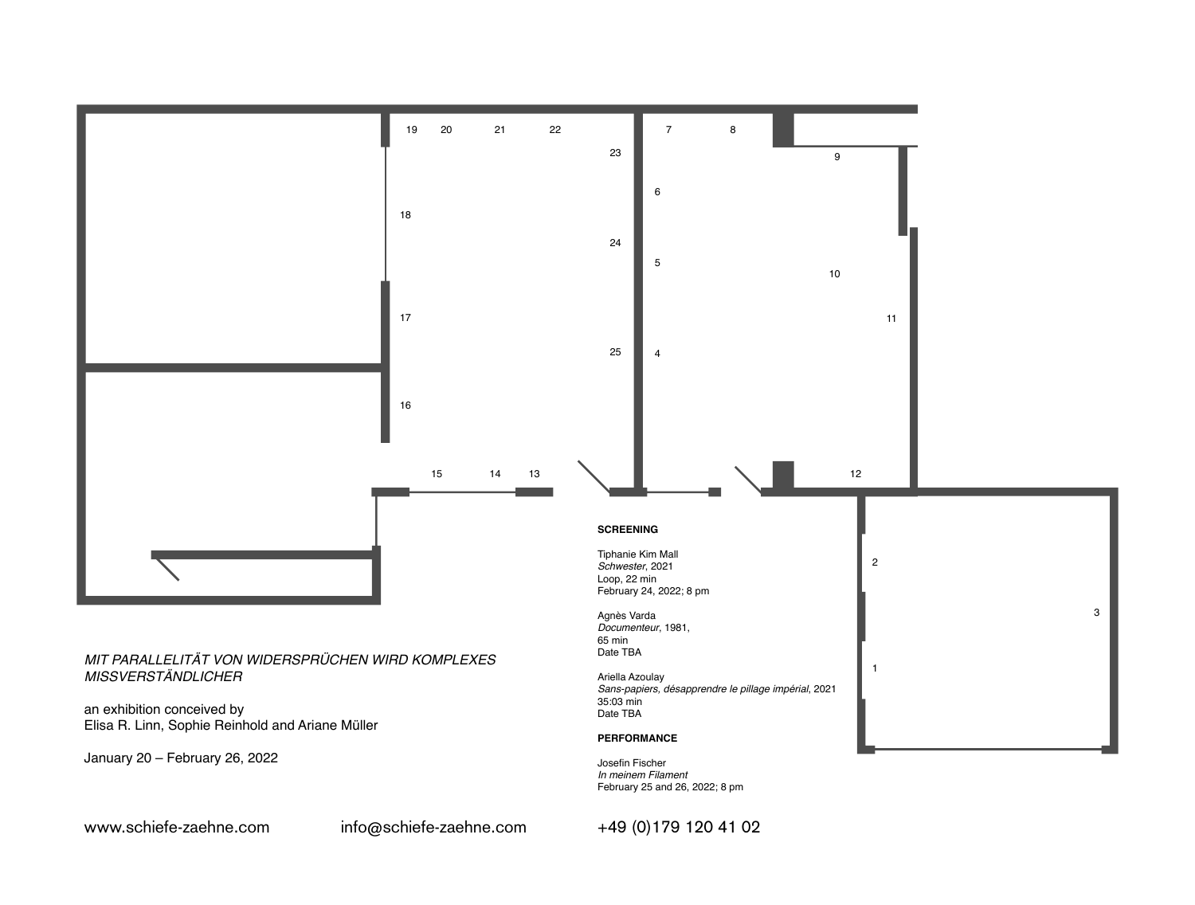*MIT PARALLELITÄT VON WIDERSPRÜCHEN WIRD KOMPLEXES MISSVERSTÄNDLICHER*

an exhibition conceived by
Elisa R. Linn, Sophie Reinhold and Ariane Müller

January 20 – February 26, 2022

**SCREENING**

Tiphanie Kim Mall
*Schwester*, 2021
Loop, 22 min
February 24, 2022; 8 pm

Agnès Varda
*Documenteur*, 1981,
65 min
Date TBA

Ariella Azoulay
*Sans-papiers, désapprendre le pillage impérial*, 2021
35:03 min
Date TBA

**PERFORMANCE**

Josefin Fischer
*In meinem Filament*
February 25 and 26, 2022; 8 pm

www.schiefe-zaehne.com info@schiefe-zaehne.com +49 (0)179 120 41 02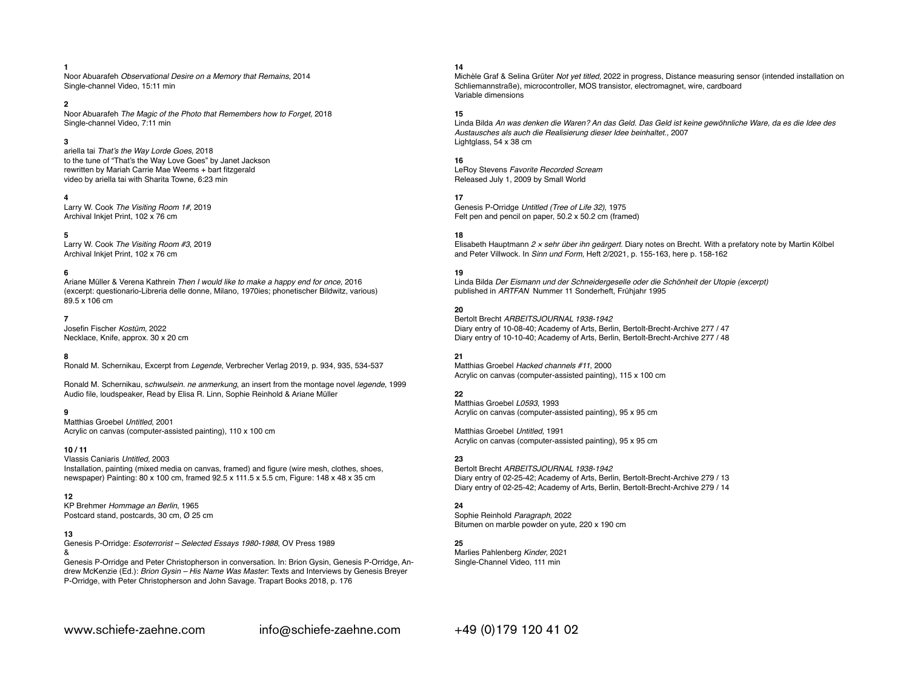**1**
Noor Abuarafeh *Observational Desire on a Memory that Remains*, 2014
Single-channel Video, 15:11 min

**2**
Noor Abuarafeh *The Magic of the Photo that Remembers how to Forget,* 2018
Single-channel Video, 7:11 min

**3**
ariella tai *That's the Way Lorde Goes*, 2018
to the tune of "That's the Way Love Goes" by Janet Jackson
rewritten by Mariah Carrie Mae Weems + bart fitzgerald
video by ariella tai with Sharita Towne, 6:23 min

**4**
Larry W. Cook *The Visiting Room 1#*, 2019
Archival Inkjet Print, 102 x 76 cm

**5**
Larry W. Cook *The Visiting Room #3*, 2019
Archival Inkjet Print, 102 x 76 cm

**6**
Ariane Müller & Verena Kathrein *Then I would like to make a happy end for once,* 2016
(excerpt: questionario-Libreria delle donne, Milano, 1970ies; phonetischer Bildwitz, various)
89.5 x 106 cm

**7**
Josefin Fischer *Kostüm*, 2022
Necklace, Knife, approx. 30 x 20 cm

**8**
Ronald M. Schernikau, Excerpt from *Legende*, Verbrecher Verlag 2019, p. 934, 935, 534-537

Ronald M. Schernikau, s*chwulsein. ne anmerkung*, an insert from the montage novel *legende*, 1999
Audio file, loudspeaker, Read by Elisa R. Linn, Sophie Reinhold & Ariane Müller

**9**
Matthias Groebel *Untitled*, 2001
Acrylic on canvas (computer-assisted painting), 110 x 100 cm

**10 / 11**
Vlassis Caniaris *Untitled*, 2003
Installation, painting (mixed media on canvas, framed) and figure (wire mesh, clothes, shoes, newspaper) Painting: 80 x 100 cm, framed 92.5 x 111.5 x 5.5 cm, Figure: 148 x 48 x 35 cm

**12**
KP Brehmer *Hommage an Berlin*, 1965
Postcard stand, postcards, 30 cm, Ø 25 cm

**13**
Genesis P-Orridge: *Esoterrorist – Selected Essays 1980-1988*, OV Press 1989
&
Genesis P-Orridge and Peter Christopherson in conversation. In: Brion Gysin, Genesis P-Orridge, Andrew McKenzie (Ed.): *Brion Gysin – His Name Was Master*: Texts and Interviews by Genesis Breyer P-Orridge, with Peter Christopherson and John Savage. Trapart Books 2018, p. 176

**14**
Michèle Graf & Selina Grüter *Not yet titled*, 2022 in progress, Distance measuring sensor (intended installation on Schliemannstraße), microcontroller, MOS transistor, electromagnet, wire, cardboard
Variable dimensions

**15**
Linda Bilda *An was denken die Waren? An das Geld. Das Geld ist keine gewöhnliche Ware, da es die Idee des Austausches als auch die Realisierung dieser Idee beinhaltet.*, 2007
Lightglass, 54 x 38 cm

**16**
LeRoy Stevens *Favorite Recorded Scream*
Released July 1, 2009 by Small World

**17**
Genesis P-Orridge *Untitled (Tree of Life 32)*, 1975
Felt pen and pencil on paper, 50.2 x 50.2 cm (framed)

**18**
Elisabeth Hauptmann *2 x sehr über ihn geärgert.* Diary notes on Brecht. With a prefatory note by Martin Kölbel and Peter Villwock. In *Sinn und Form*, Heft 2/2021, p. 155-163, here p. 158-162

**19**
Linda Bilda *Der Eismann und der Schneidergeselle oder die Schönheit der Utopie (excerpt)*
published in *ARTFAN* Nummer 11 Sonderheft, Frühjahr 1995

**20**
Bertolt Brecht *ARBEITSJOURNAL 1938-1942*
Diary entry of 10-08-40; Academy of Arts, Berlin, Bertolt-Brecht-Archive 277 / 47
Diary entry of 10-10-40; Academy of Arts, Berlin, Bertolt-Brecht-Archive 277 / 48

**21**
Matthias Groebel *Hacked channels #11*, 2000
Acrylic on canvas (computer-assisted painting), 115 x 100 cm

**22**
Matthias Groebel *L0593*, 1993
Acrylic on canvas (computer-assisted painting), 95 x 95 cm

Matthias Groebel *Untitled*, 1991
Acrylic on canvas (computer-assisted painting), 95 x 95 cm

**23**
Bertolt Brecht *ARBEITSJOURNAL 1938-1942*
Diary entry of 02-25-42; Academy of Arts, Berlin, Bertolt-Brecht-Archive 279 / 13
Diary entry of 02-25-42; Academy of Arts, Berlin, Bertolt-Brecht-Archive 279 / 14

**24**
Sophie Reinhold *Paragraph*, 2022
Bitumen on marble powder on yute, 220 x 190 cm

**25**
Marlies Pahlenberg *Kinder,* 2021
Single-Channel Video, 111 min

www.schiefe-zaehne.com info@schiefe-zaehne.com +49 (0)179 120 41 02